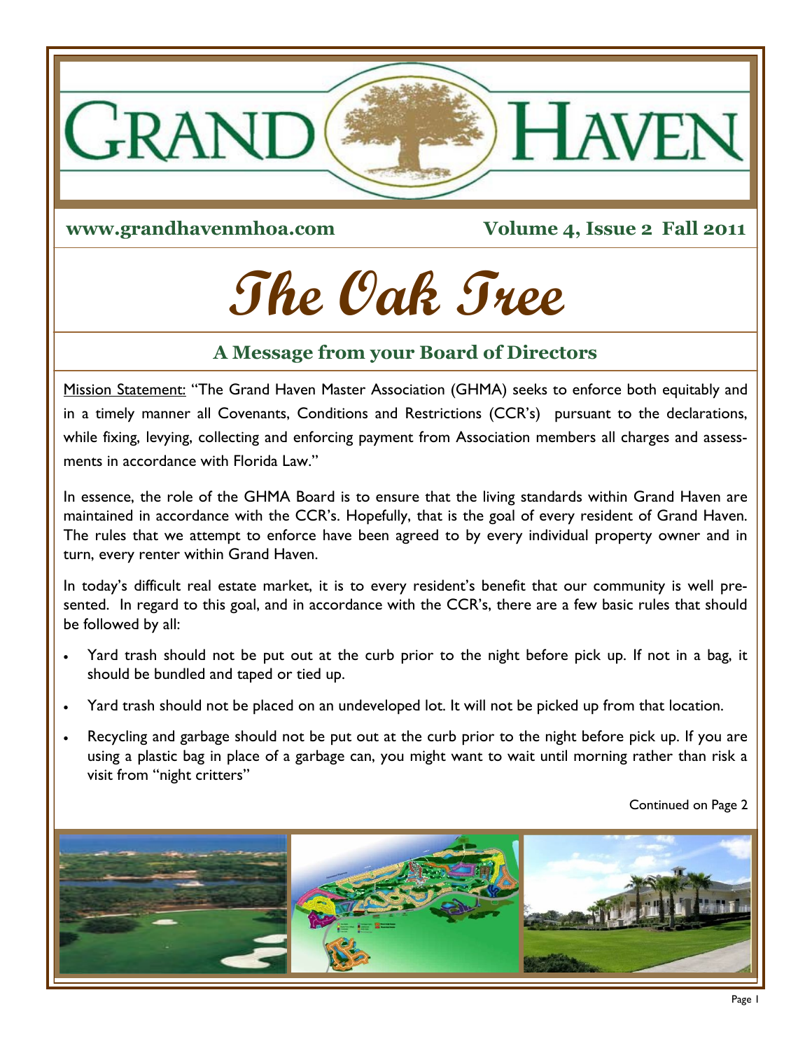# GRAND HAVEN

**www.grandhavenmhoa.com** **Volume 4, Issue 2 Fall 2011**

# The Oak Tree

## A Message from your Board of Directors

Mission Statement: "The Grand Haven Master Association (GHMA) seeks to enforce both equitably and in a timely manner all Covenants, Conditions and Restrictions (CCR's) pursuant to the declarations, while fixing, levying, collecting and enforcing payment from Association members all charges and assessments in accordance with Florida Law."

In essence, the role of the GHMA Board is to ensure that the living standards within Grand Haven are maintained in accordance with the CCR's. Hopefully, that is the goal of every resident of Grand Haven. The rules that we attempt to enforce have been agreed to by every individual property owner and in turn, every renter within Grand Haven.

In today's difficult real estate market, it is to every resident's benefit that our community is well presented. In regard to this goal, and in accordance with the CCR's, there are a few basic rules that should be followed by all:

- Yard trash should not be put out at the curb prior to the night before pick up. If not in a bag, it should be bundled and taped or tied up.
- Yard trash should not be placed on an undeveloped lot. It will not be picked up from that location.
- Recycling and garbage should not be put out at the curb prior to the night before pick up. If you are using a plastic bag in place of a garbage can, you might want to wait until morning rather than risk a visit from "night critters"

Continued on Page 2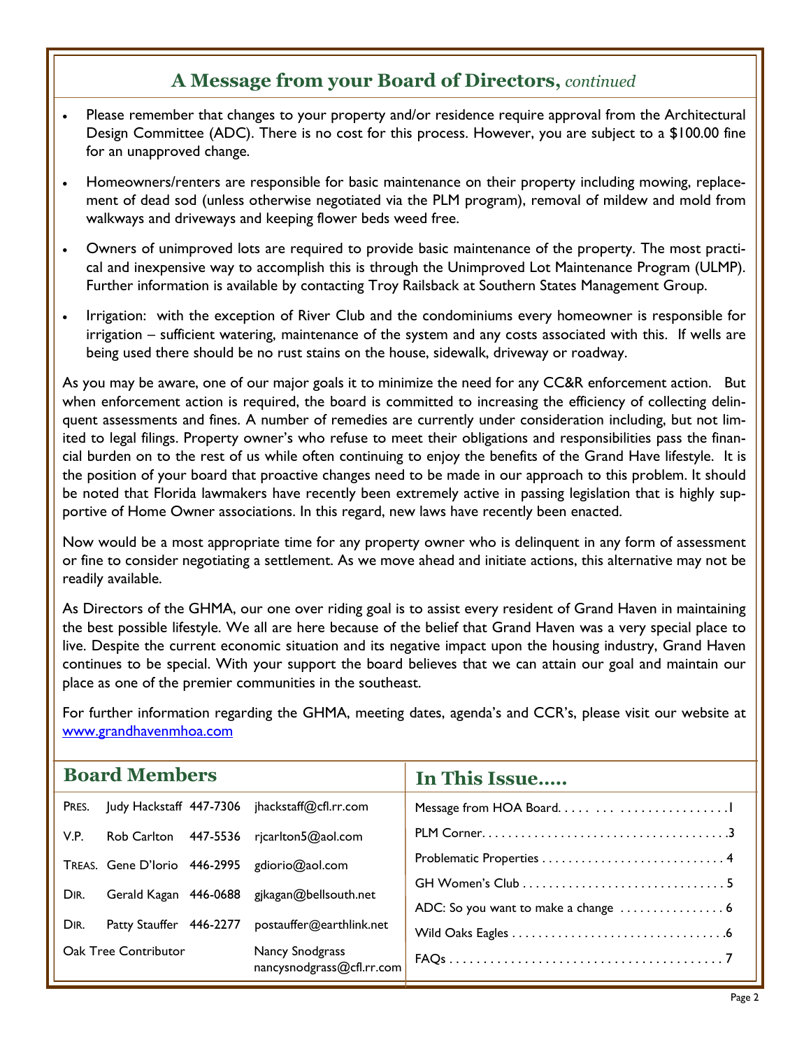## A Message from your Board of Directors, *continued*

- Please remember that changes to your property and/or residence require approval from the Architectural Design Committee (ADC). There is no cost for this process. However, you are subject to a $100.00 fine for an unapproved change.
- Homeowners/renters are responsible for basic maintenance on their property including mowing, replacement of dead sod (unless otherwise negotiated via the PLM program), removal of mildew and mold from walkways and driveways and keeping flower beds weed free.
- Owners of unimproved lots are required to provide basic maintenance of the property. The most practical and inexpensive way to accomplish this is through the Unimproved Lot Maintenance Program (ULMP). Further information is available by contacting Troy Railsback at Southern States Management Group.
- Irrigation: with the exception of River Club and the condominiums every homeowner is responsible for irrigation – sufficient watering, maintenance of the system and any costs associated with this. If wells are being used there should be no rust stains on the house, sidewalk, driveway or roadway.

As you may be aware, one of our major goals it to minimize the need for any CC&R enforcement action. But when enforcement action is required, the board is committed to increasing the efficiency of collecting delinquent assessments and fines. A number of remedies are currently under consideration including, but not limited to legal filings. Property owner's who refuse to meet their obligations and responsibilities pass the financial burden on to the rest of us while often continuing to enjoy the benefits of the Grand Have lifestyle. It is the position of your board that proactive changes need to be made in our approach to this problem. It should be noted that Florida lawmakers have recently been extremely active in passing legislation that is highly supportive of Home Owner associations. In this regard, new laws have recently been enacted.

Now would be a most appropriate time for any property owner who is delinquent in any form of assessment or fine to consider negotiating a settlement. As we move ahead and initiate actions, this alternative may not be readily available.

As Directors of the GHMA, our one over riding goal is to assist every resident of Grand Haven in maintaining the best possible lifestyle. We all are here because of the belief that Grand Haven was a very special place to live. Despite the current economic situation and its negative impact upon the housing industry, Grand Haven continues to be special. With your support the board believes that we can attain our goal and maintain our place as one of the premier communities in the southeast.

For further information regarding the GHMA, meeting dates, agenda's and CCR's, please visit our website at www.grandhavenmhoa.com

## Board Members

| | | | |
|---|---|---|---|
| PRES. | Judy Hackstaff | 447-7306 | jhackstaff@cfl.rr.com |
| V.P. | Rob Carlton | 447-5536 | rjcarlton5@aol.com |
| TREAS. | Gene D'Iorio | 446-2995 | gdiorio@aol.com |
| DIR. | Gerald Kagan | 446-0688 | gjkagan@bellsouth.net |
| DIR. | Patty Stauffer | 446-2277 | postauffer@earthlink.net |
| Oak Tree Contributor | | | Nancy Snodgrass nancysnodgrass@cfl.rr.com |

## In This Issue.....

| | |
|---|---|
| Message from HOA Board | 1 |
| PLM Corner | 3 |
| Problematic Properties | 4 |
| GH Women's Club | 5 |
| ADC: So you want to make a change | 6 |
| Wild Oaks Eagles | 6 |
| FAQs | 7 |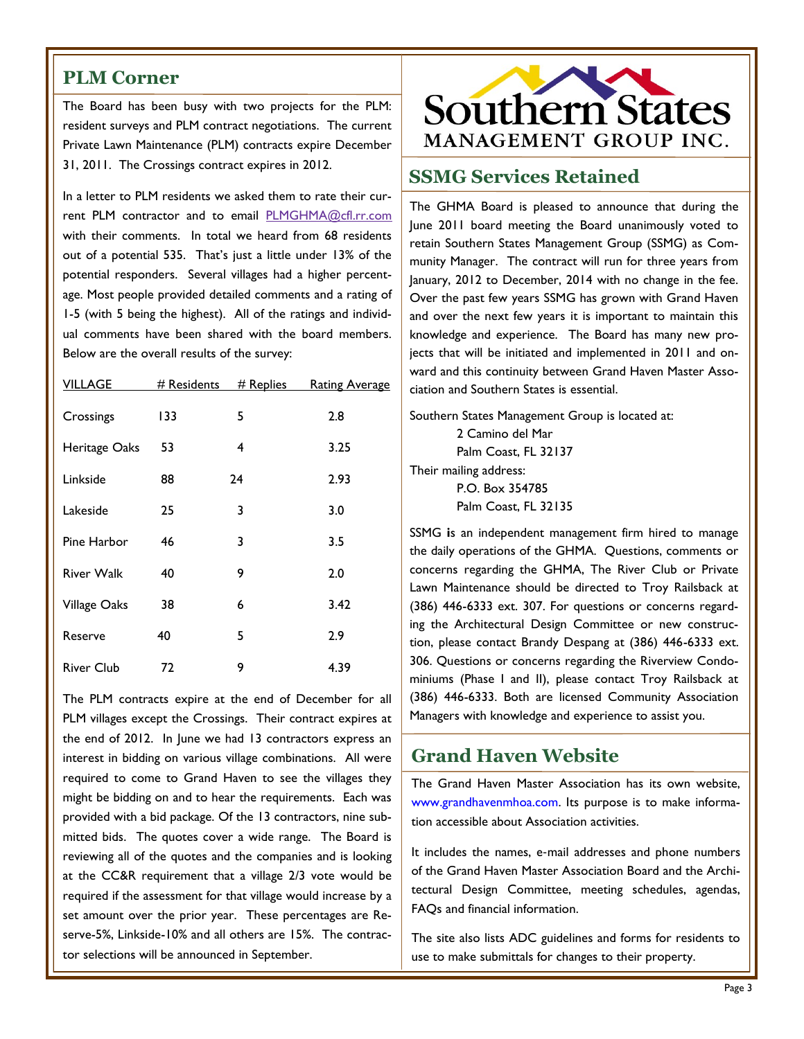## PLM Corner

The Board has been busy with two projects for the PLM: resident surveys and PLM contract negotiations. The current Private Lawn Maintenance (PLM) contracts expire December 31, 2011. The Crossings contract expires in 2012.

In a letter to PLM residents we asked them to rate their current PLM contractor and to email PLMGHMA@cfl.rr.com with their comments. In total we heard from 68 residents out of a potential 535. That's just a little under 13% of the potential responders. Several villages had a higher percentage. Most people provided detailed comments and a rating of 1-5 (with 5 being the highest). All of the ratings and individual comments have been shared with the board members. Below are the overall results of the survey:

| VILLAGE | # Residents | # Replies | Rating Average |
|---|---|---|---|
| Crossings | 133 | 5 | 2.8 |
| Heritage Oaks | 53 | 4 | 3.25 |
| Linkside | 88 | 24 | 2.93 |
| Lakeside | 25 | 3 | 3.0 |
| Pine Harbor | 46 | 3 | 3.5 |
| River Walk | 40 | 9 | 2.0 |
| Village Oaks | 38 | 6 | 3.42 |
| Reserve | 40 | 5 | 2.9 |
| River Club | 72 | 9 | 4.39 |

The PLM contracts expire at the end of December for all PLM villages except the Crossings. Their contract expires at the end of 2012. In June we had 13 contractors express an interest in bidding on various village combinations. All were required to come to Grand Haven to see the villages they might be bidding on and to hear the requirements. Each was provided with a bid package. Of the 13 contractors, nine submitted bids. The quotes cover a wide range. The Board is reviewing all of the quotes and the companies and is looking at the CC&R requirement that a village 2/3 vote would be required if the assessment for that village would increase by a set amount over the prior year. These percentages are Reserve-5%, Linkside-10% and all others are 15%. The contractor selections will be announced in September.

Southern States
MANAGEMENT GROUP INC.

## SSMG Services Retained

The GHMA Board is pleased to announce that during the June 2011 board meeting the Board unanimously voted to retain Southern States Management Group (SSMG) as Community Manager. The contract will run for three years from January, 2012 to December, 2014 with no change in the fee. Over the past few years SSMG has grown with Grand Haven and over the next few years it is important to maintain this knowledge and experience. The Board has many new projects that will be initiated and implemented in 2011 and onward and this continuity between Grand Haven Master Association and Southern States is essential.

Southern States Management Group is located at:
2 Camino del Mar
Palm Coast, FL 32137

Their mailing address:
P.O. Box 354785
Palm Coast, FL 32135

SSMG is an independent management firm hired to manage the daily operations of the GHMA. Questions, comments or concerns regarding the GHMA, The River Club or Private Lawn Maintenance should be directed to Troy Railsback at (386) 446-6333 ext. 307. For questions or concerns regarding the Architectural Design Committee or new construction, please contact Brandy Despang at (386) 446-6333 ext. 306. Questions or concerns regarding the Riverview Condominiums (Phase I and II), please contact Troy Railsback at (386) 446-6333. Both are licensed Community Association Managers with knowledge and experience to assist you.

## Grand Haven Website

The Grand Haven Master Association has its own website, www.grandhavenmhoa.com. Its purpose is to make information accessible about Association activities.

It includes the names, e-mail addresses and phone numbers of the Grand Haven Master Association Board and the Architectural Design Committee, meeting schedules, agendas, FAQs and financial information.

The site also lists ADC guidelines and forms for residents to use to make submittals for changes to their property.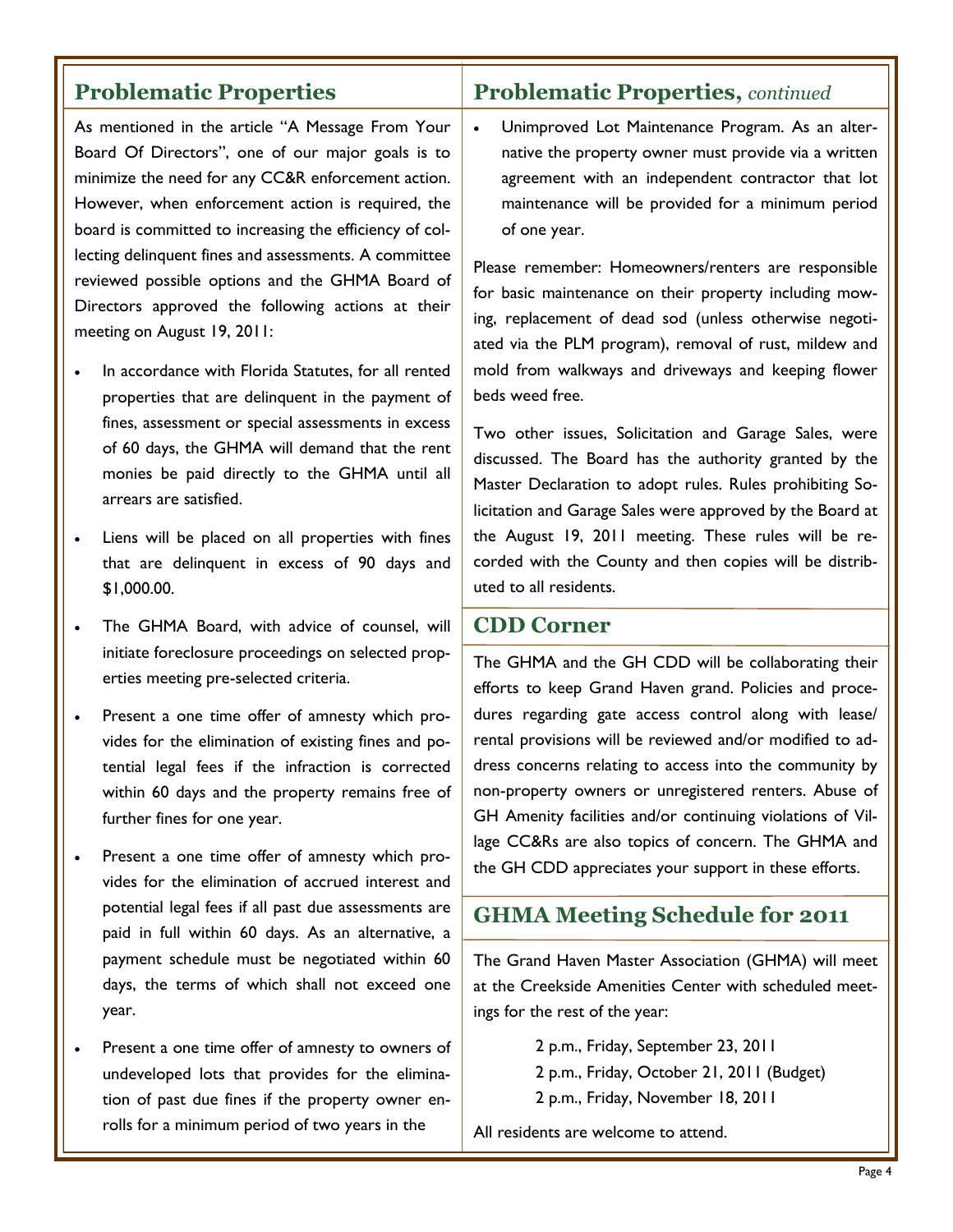## Problematic Properties

As mentioned in the article "A Message From Your Board Of Directors", one of our major goals is to minimize the need for any CC&R enforcement action. However, when enforcement action is required, the board is committed to increasing the efficiency of collecting delinquent fines and assessments. A committee reviewed possible options and the GHMA Board of Directors approved the following actions at their meeting on August 19, 2011:

- In accordance with Florida Statutes, for all rented properties that are delinquent in the payment of fines, assessment or special assessments in excess of 60 days, the GHMA will demand that the rent monies be paid directly to the GHMA until all arrears are satisfied.
- Liens will be placed on all properties with fines that are delinquent in excess of 90 days and $1,000.00.
- The GHMA Board, with advice of counsel, will initiate foreclosure proceedings on selected properties meeting pre-selected criteria.
- Present a one time offer of amnesty which provides for the elimination of existing fines and potential legal fees if the infraction is corrected within 60 days and the property remains free of further fines for one year.
- Present a one time offer of amnesty which provides for the elimination of accrued interest and potential legal fees if all past due assessments are paid in full within 60 days. As an alternative, a payment schedule must be negotiated within 60 days, the terms of which shall not exceed one year.
- Present a one time offer of amnesty to owners of undeveloped lots that provides for the elimination of past due fines if the property owner enrolls for a minimum period of two years in the Unimproved Lot Maintenance Program. As an alternative the property owner must provide via a written agreement with an independent contractor that lot maintenance will be provided for a minimum period of one year.

Please remember: Homeowners/renters are responsible for basic maintenance on their property including mowing, replacement of dead sod (unless otherwise negotiated via the PLM program), removal of rust, mildew and mold from walkways and driveways and keeping flower beds weed free.

Two other issues, Solicitation and Garage Sales, were discussed. The Board has the authority granted by the Master Declaration to adopt rules. Rules prohibiting Solicitation and Garage Sales were approved by the Board at the August 19, 2011 meeting. These rules will be recorded with the County and then copies will be distributed to all residents.

## CDD Corner

The GHMA and the GH CDD will be collaborating their efforts to keep Grand Haven grand. Policies and procedures regarding gate access control along with lease/rental provisions will be reviewed and/or modified to address concerns relating to access into the community by non-property owners or unregistered renters. Abuse of GH Amenity facilities and/or continuing violations of Village CC&Rs are also topics of concern. The GHMA and the GH CDD appreciates your support in these efforts.

## GHMA Meeting Schedule for 2011

The Grand Haven Master Association (GHMA) will meet at the Creekside Amenities Center with scheduled meetings for the rest of the year:

2 p.m., Friday, September 23, 2011
2 p.m., Friday, October 21, 2011 (Budget)
2 p.m., Friday, November 18, 2011

All residents are welcome to attend.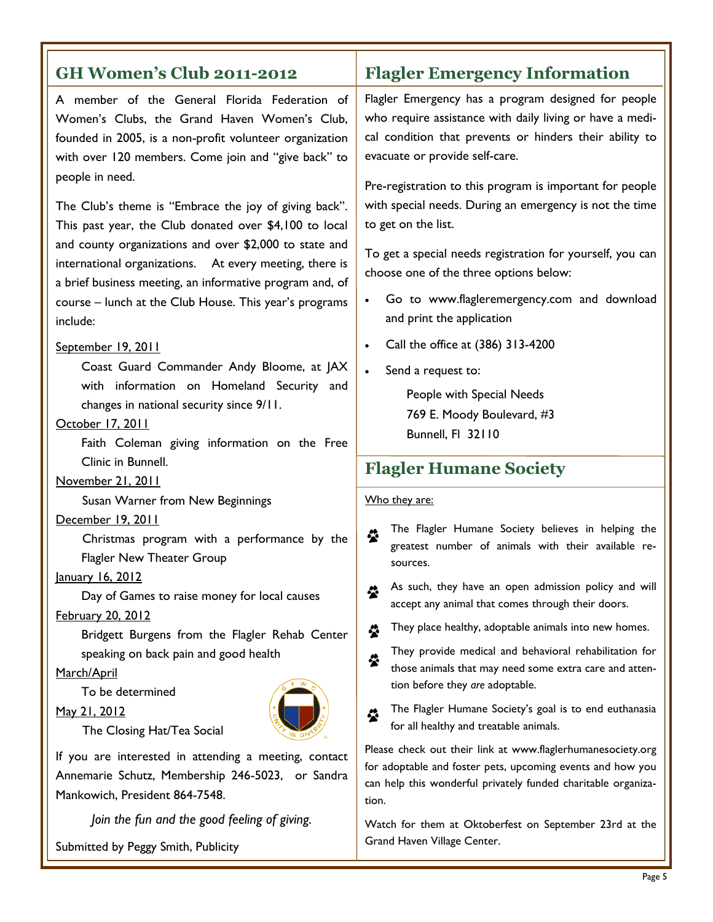## GH Women's Club 2011-2012

A member of the General Florida Federation of Women's Clubs, the Grand Haven Women's Club, founded in 2005, is a non-profit volunteer organization with over 120 members. Come join and "give back" to people in need.

The Club's theme is "Embrace the joy of giving back". This past year, the Club donated over $4,100 to local and county organizations and over $2,000 to state and international organizations. At every meeting, there is a brief business meeting, an informative program and, of course – lunch at the Club House. This year's programs include:

September 19, 2011

Coast Guard Commander Andy Bloome, at JAX with information on Homeland Security and changes in national security since 9/11.

October 17, 2011

Faith Coleman giving information on the Free Clinic in Bunnell.

November 21, 2011

Susan Warner from New Beginnings

December 19, 2011

Christmas program with a performance by the Flagler New Theater Group

January 16, 2012

Day of Games to raise money for local causes

February 20, 2012

Bridgett Burgens from the Flagler Rehab Center speaking on back pain and good health

March/April

To be determined

May 21, 2012

The Closing Hat/Tea Social

If you are interested in attending a meeting, contact Annemarie Schutz, Membership 246-5023, or Sandra Mankowich, President 864-7548.

*Join the fun and the good feeling of giving.*

Submitted by Peggy Smith, Publicity

## Flagler Emergency Information

Flagler Emergency has a program designed for people who require assistance with daily living or have a medical condition that prevents or hinders their ability to evacuate or provide self-care.

Pre-registration to this program is important for people with special needs. During an emergency is not the time to get on the list.

To get a special needs registration for yourself, you can choose one of the three options below:

- Go to www.flagleremergency.com and download and print the application
- Call the office at (386) 313-4200
- Send a request to:

  People with Special Needs
  769 E. Moody Boulevard, #3
  Bunnell, Fl 32110

## Flagler Humane Society

Who they are:

- The Flagler Humane Society believes in helping the greatest number of animals with their available resources.
- As such, they have an open admission policy and will accept any animal that comes through their doors.
- They place healthy, adoptable animals into new homes.
- They provide medical and behavioral rehabilitation for those animals that may need some extra care and attention before they *are* adoptable.
- The Flagler Humane Society's goal is to end euthanasia for all healthy and treatable animals.

Please check out their link at www.flaglerhumanesociety.org for adoptable and foster pets, upcoming events and how you can help this wonderful privately funded charitable organization.

Watch for them at Oktoberfest on September 23rd at the Grand Haven Village Center.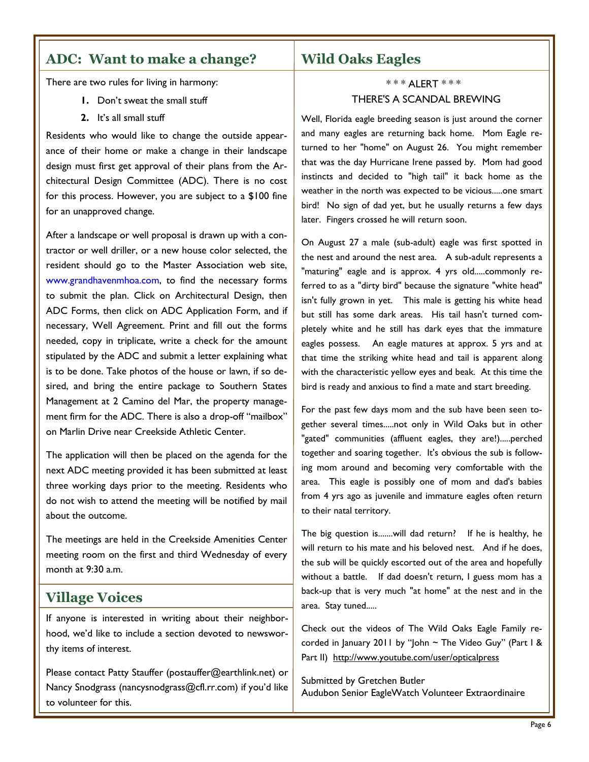## ADC: Want to make a change?

There are two rules for living in harmony:

1. Don't sweat the small stuff
2. It's all small stuff

Residents who would like to change the outside appearance of their home or make a change in their landscape design must first get approval of their plans from the Architectural Design Committee (ADC). There is no cost for this process. However, you are subject to a $100 fine for an unapproved change.

After a landscape or well proposal is drawn up with a contractor or well driller, or a new house color selected, the resident should go to the Master Association web site, www.grandhavenmhoa.com, to find the necessary forms to submit the plan. Click on Architectural Design, then ADC Forms, then click on ADC Application Form, and if necessary, Well Agreement. Print and fill out the forms needed, copy in triplicate, write a check for the amount stipulated by the ADC and submit a letter explaining what is to be done. Take photos of the house or lawn, if so desired, and bring the entire package to Southern States Management at 2 Camino del Mar, the property management firm for the ADC. There is also a drop-off "mailbox" on Marlin Drive near Creekside Athletic Center.

The application will then be placed on the agenda for the next ADC meeting provided it has been submitted at least three working days prior to the meeting. Residents who do not wish to attend the meeting will be notified by mail about the outcome.

The meetings are held in the Creekside Amenities Center meeting room on the first and third Wednesday of every month at 9:30 a.m.

## Village Voices

If anyone is interested in writing about their neighborhood, we'd like to include a section devoted to newsworthy items of interest.

Please contact Patty Stauffer (postauffer@earthlink.net) or Nancy Snodgrass (nancysnodgrass@cfl.rr.com) if you'd like to volunteer for this.

## Wild Oaks Eagles

*** ALERT ***

THERE'S A SCANDAL BREWING

Well, Florida eagle breeding season is just around the corner and many eagles are returning back home. Mom Eagle returned to her "home" on August 26. You might remember that was the day Hurricane Irene passed by. Mom had good instincts and decided to "high tail" it back home as the weather in the north was expected to be vicious.....one smart bird! No sign of dad yet, but he usually returns a few days later. Fingers crossed he will return soon.

On August 27 a male (sub-adult) eagle was first spotted in the nest and around the nest area. A sub-adult represents a "maturing" eagle and is approx. 4 yrs old.....commonly referred to as a "dirty bird" because the signature "white head" isn't fully grown in yet. This male is getting his white head but still has some dark areas. His tail hasn't turned completely white and he still has dark eyes that the immature eagles possess. An eagle matures at approx. 5 yrs and at that time the striking white head and tail is apparent along with the characteristic yellow eyes and beak. At this time the bird is ready and anxious to find a mate and start breeding.

For the past few days mom and the sub have been seen together several times.....not only in Wild Oaks but in other "gated" communities (affluent eagles, they are!).....perched together and soaring together. It's obvious the sub is following mom around and becoming very comfortable with the area. This eagle is possibly one of mom and dad's babies from 4 yrs ago as juvenile and immature eagles often return to their natal territory.

The big question is.......will dad return? If he is healthy, he will return to his mate and his beloved nest. And if he does, the sub will be quickly escorted out of the area and hopefully without a battle. If dad doesn't return, I guess mom has a back-up that is very much "at home" at the nest and in the area. Stay tuned.....

Check out the videos of The Wild Oaks Eagle Family recorded in January 2011 by "John ~ The Video Guy" (Part I & Part II) http://www.youtube.com/user/opticalpress

Submitted by Gretchen Butler
Audubon Senior EagleWatch Volunteer Extraordinaire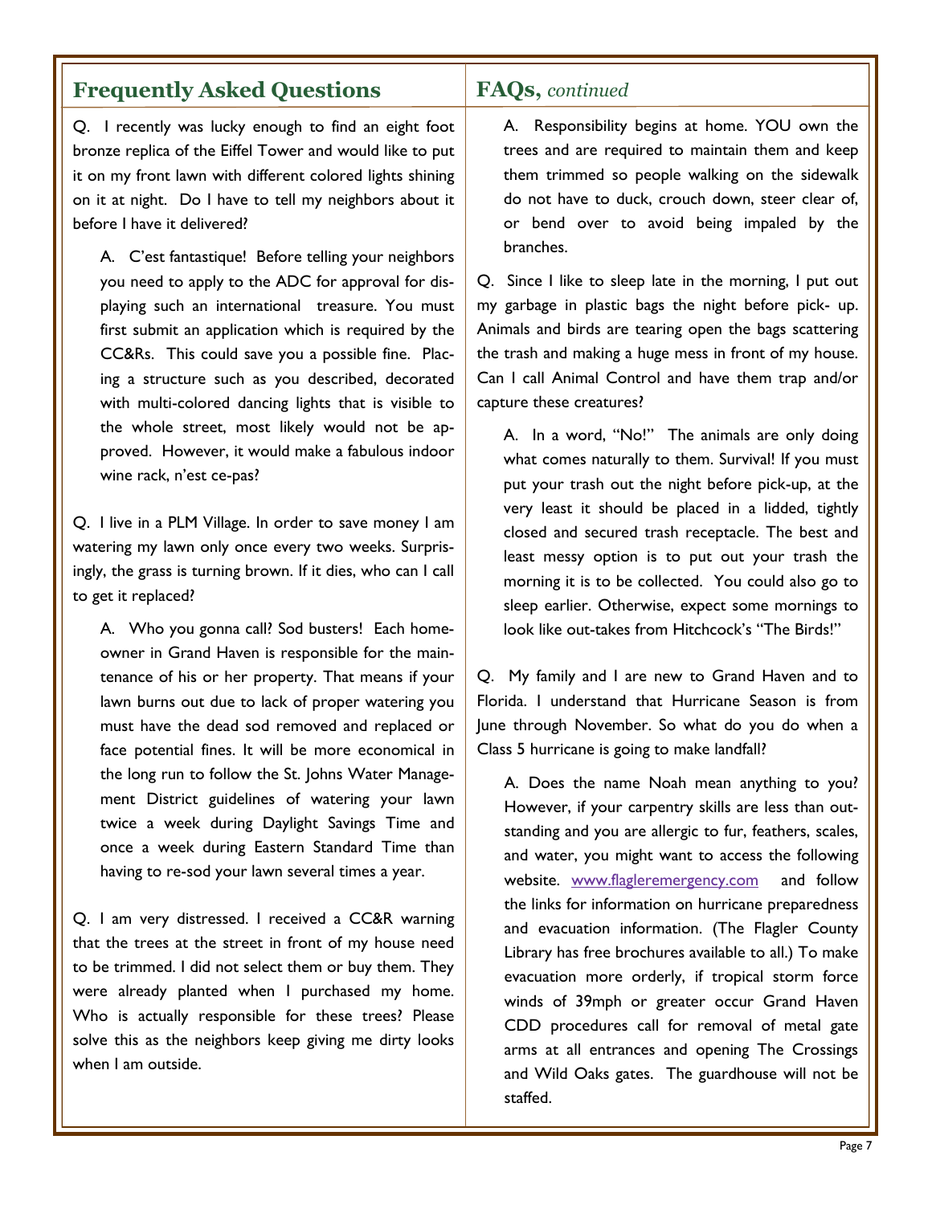## Frequently Asked Questions

Q. I recently was lucky enough to find an eight foot bronze replica of the Eiffel Tower and would like to put it on my front lawn with different colored lights shining on it at night. Do I have to tell my neighbors about it before I have it delivered?

A. C'est fantastique! Before telling your neighbors you need to apply to the ADC for approval for displaying such an international treasure. You must first submit an application which is required by the CC&Rs. This could save you a possible fine. Placing a structure such as you described, decorated with multi-colored dancing lights that is visible to the whole street, most likely would not be approved. However, it would make a fabulous indoor wine rack, n'est ce-pas?

Q. I live in a PLM Village. In order to save money I am watering my lawn only once every two weeks. Surprisingly, the grass is turning brown. If it dies, who can I call to get it replaced?

A. Who you gonna call? Sod busters! Each homeowner in Grand Haven is responsible for the maintenance of his or her property. That means if your lawn burns out due to lack of proper watering you must have the dead sod removed and replaced or face potential fines. It will be more economical in the long run to follow the St. Johns Water Management District guidelines of watering your lawn twice a week during Daylight Savings Time and once a week during Eastern Standard Time than having to re-sod your lawn several times a year.

Q. I am very distressed. I received a CC&R warning that the trees at the street in front of my house need to be trimmed. I did not select them or buy them. They were already planted when I purchased my home. Who is actually responsible for these trees? Please solve this as the neighbors keep giving me dirty looks when I am outside.

## FAQs, *continued*

A. Responsibility begins at home. YOU own the trees and are required to maintain them and keep them trimmed so people walking on the sidewalk do not have to duck, crouch down, steer clear of, or bend over to avoid being impaled by the branches.

Q. Since I like to sleep late in the morning, I put out my garbage in plastic bags the night before pick- up. Animals and birds are tearing open the bags scattering the trash and making a huge mess in front of my house. Can I call Animal Control and have them trap and/or capture these creatures?

A. In a word, "No!" The animals are only doing what comes naturally to them. Survival! If you must put your trash out the night before pick-up, at the very least it should be placed in a lidded, tightly closed and secured trash receptacle. The best and least messy option is to put out your trash the morning it is to be collected. You could also go to sleep earlier. Otherwise, expect some mornings to look like out-takes from Hitchcock's "The Birds!"

Q. My family and I are new to Grand Haven and to Florida. I understand that Hurricane Season is from June through November. So what do you do when a Class 5 hurricane is going to make landfall?

A. Does the name Noah mean anything to you? However, if your carpentry skills are less than outstanding and you are allergic to fur, feathers, scales, and water, you might want to access the following website. www.flagleremergency.com and follow the links for information on hurricane preparedness and evacuation information. (The Flagler County Library has free brochures available to all.) To make evacuation more orderly, if tropical storm force winds of 39mph or greater occur Grand Haven CDD procedures call for removal of metal gate arms at all entrances and opening The Crossings and Wild Oaks gates. The guardhouse will not be staffed.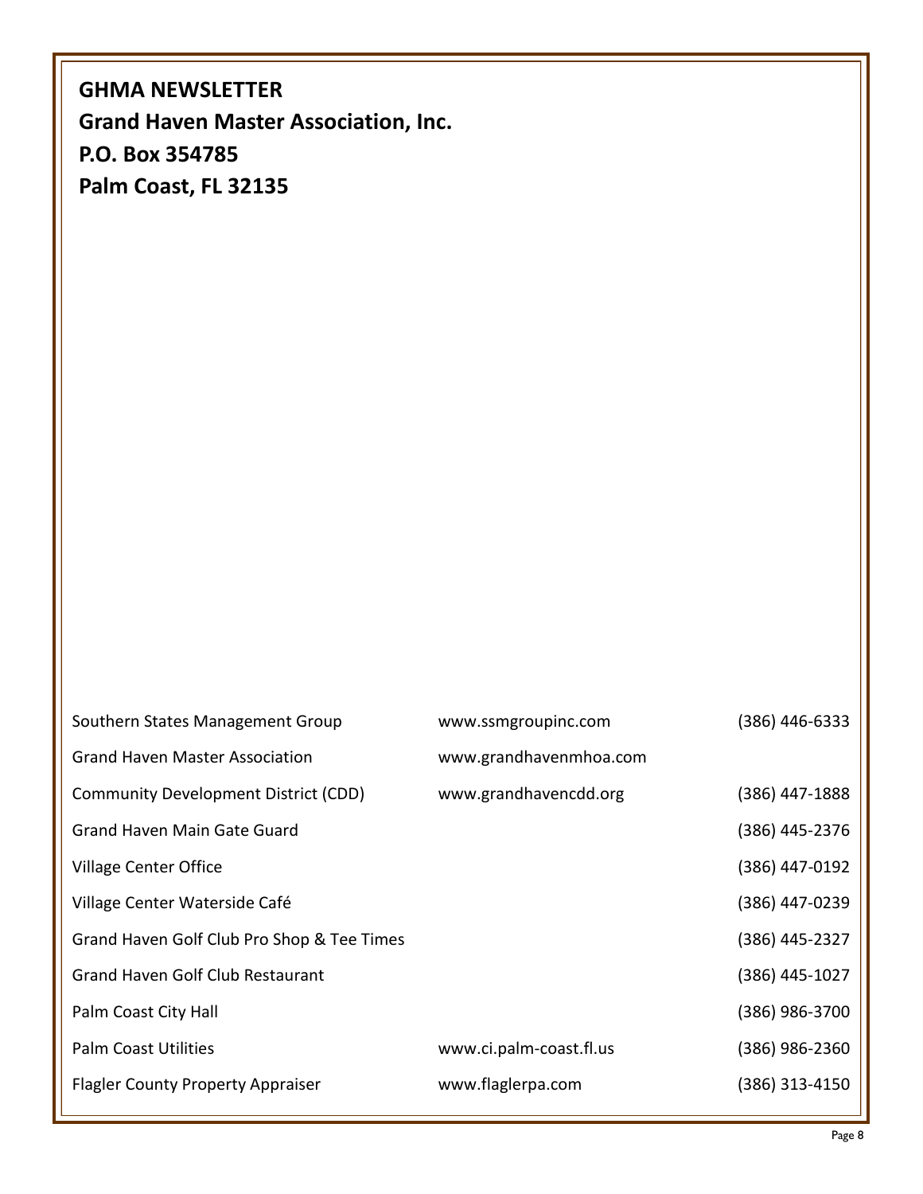**GHMA NEWSLETTER**
**Grand Haven Master Association, Inc.**
**P.O. Box 354785**
**Palm Coast, FL 32135**

| | | |
|---|---|---|
| Southern States Management Group | www.ssmgroupinc.com | (386) 446-6333 |
| Grand Haven Master Association | www.grandhavenmhoa.com | |
| Community Development District (CDD) | www.grandhavencdd.org | (386) 447-1888 |
| Grand Haven Main Gate Guard | | (386) 445-2376 |
| Village Center Office | | (386) 447-0192 |
| Village Center Waterside Café | | (386) 447-0239 |
| Grand Haven Golf Club Pro Shop & Tee Times | | (386) 445-2327 |
| Grand Haven Golf Club Restaurant | | (386) 445-1027 |
| Palm Coast City Hall | | (386) 986-3700 |
| Palm Coast Utilities | www.ci.palm-coast.fl.us | (386) 986-2360 |
| Flagler County Property Appraiser | www.flaglerpa.com | (386) 313-4150 |